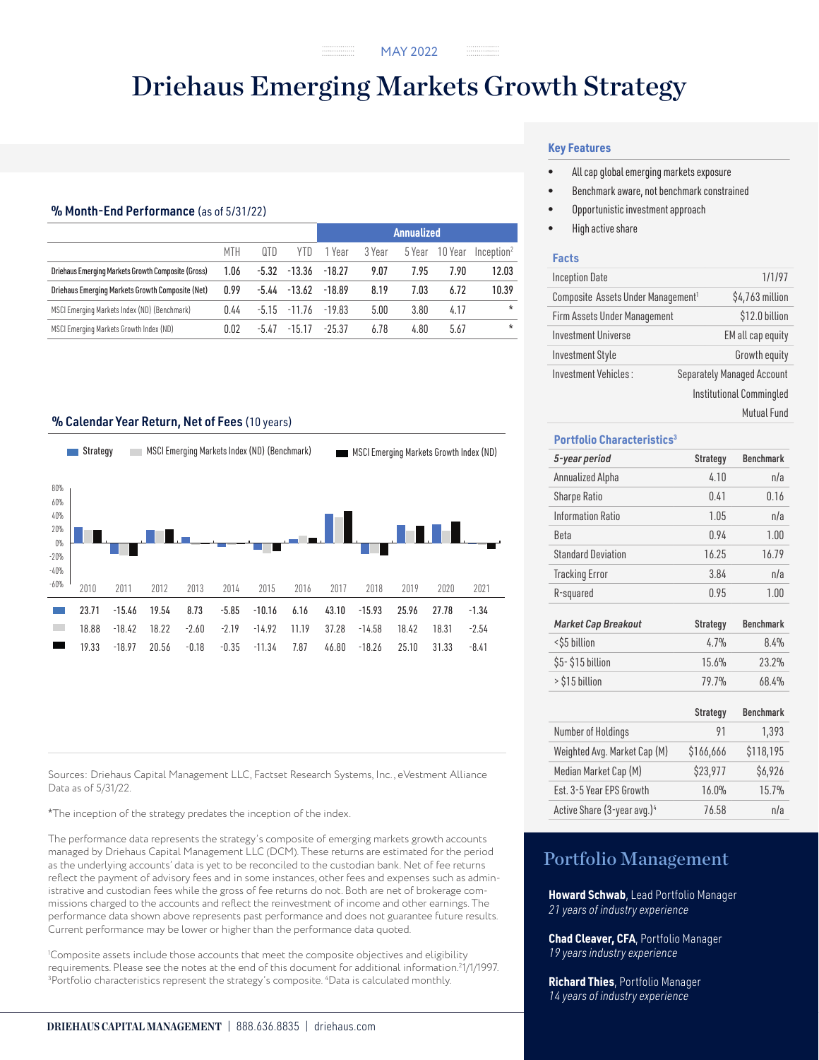MAY 2022

# Driehaus Emerging Markets Growth Strategy

## % Month-End Performance (as of 5/31/22)

| | | | | Annualized | | | | |
|---|---|---|---|---|---|---|---|---|
| | MTH | QTD | YTD | 1 Year | 3 Year | 5 Year | 10 Year | Inception[2] |
| Driehaus Emerging Markets Growth Composite (Gross) | 1.06 | -5.32 | -13.36 | -18.27 | 9.07 | 7.95 | 7.90 | 12.03 |
| Driehaus Emerging Markets Growth Composite (Net) | 0.99 | -5.44 | -13.62 | -18.89 | 8.19 | 7.03 | 6.72 | 10.39 |
| MSCI Emerging Markets Index (ND) (Benchmark) | 0.44 | -5.15 | -11.76 | -19.83 | 5.00 | 3.80 | 4.17 | * |
| MSCI Emerging Markets Growth Index (ND) | 0.02 | -5.47 | -15.17 | -25.37 | 6.78 | 4.80 | 5.67 | * |

## % Calendar Year Return, Net of Fees (10 years)

| | 2010 | 2011 | 2012 | 2013 | 2014 | 2015 | 2016 | 2017 | 2018 | 2019 | 2020 | 2021 |
|---|---|---|---|---|---|---|---|---|---|---|---|---|
| Strategy | 23.71 | -15.46 | 19.54 | 8.73 | -5.85 | -10.16 | 6.16 | 43.10 | -15.93 | 25.96 | 27.78 | -1.34 |
| MSCI Emerging Markets Index (ND) (Benchmark) | 18.88 | -18.42 | 18.22 | -2.60 | -2.19 | -14.92 | 11.19 | 37.28 | -14.58 | 18.42 | 18.31 | -2.54 |
| MSCI Emerging Markets Growth Index (ND) | 19.33 | -18.97 | 20.56 | -0.18 | -0.35 | -11.34 | 7.87 | 46.80 | -18.26 | 25.10 | 31.33 | -8.41 |

Sources: Driehaus Capital Management LLC, Factset Research Systems, Inc., eVestment Alliance Data as of 5/31/22.

*The inception of the strategy predates the inception of the index.

The performance data represents the strategy's composite of emerging markets growth accounts managed by Driehaus Capital Management LLC (DCM). These returns are estimated for the period as the underlying accounts' data is yet to be reconciled to the custodian bank. Net of fee returns reflect the payment of advisory fees and in some instances, other fees and expenses such as administrative and custodian fees while the gross of fee returns do not. Both are net of brokerage commissions charged to the accounts and reflect the reinvestment of income and other earnings. The performance data shown above represents past performance and does not guarantee future results. Current performance may be lower or higher than the performance data quoted.

[1]Composite assets include those accounts that meet the composite objectives and eligibility requirements. Please see the notes at the end of this document for additional information.[2]1/1/1997. [3]Portfolio characteristics represent the strategy's composite. [4]Data is calculated monthly.

## Key Features

- All cap global emerging markets exposure
- Benchmark aware, not benchmark constrained
- Opportunistic investment approach
- High active share

## Facts

| | |
|---|---|
| Inception Date | 1/1/97 |
| Composite Assets Under Management[1] | $4,763 million |
| Firm Assets Under Management | $12.0 billion |
| Investment Universe | EM all cap equity |
| Investment Style | Growth equity |
| Investment Vehicles: | Separately Managed Account<br>Institutional Commingled<br>Mutual Fund |

## Portfolio Characteristics[3]

| *5-year period* | Strategy | Benchmark |
|---|---|---|
| Annualized Alpha | 4.10 | n/a |
| Sharpe Ratio | 0.41 | 0.16 |
| Information Ratio | 1.05 | n/a |
| Beta | 0.94 | 1.00 |
| Standard Deviation | 16.25 | 16.79 |
| Tracking Error | 3.84 | n/a |
| R-squared | 0.95 | 1.00 |

| *Market Cap Breakout* | Strategy | Benchmark |
|---|---|---|
| <$5 billion | 4.7% | 8.4% |
| $5- $15 billion | 15.6% | 23.2% |
| > $15 billion | 79.7% | 68.4% |

| | Strategy | Benchmark |
|---|---|---|
| Number of Holdings | 91 | 1,393 |
| Weighted Avg. Market Cap (M) | $166,666 | $118,195 |
| Median Market Cap (M) | $23,977 | $6,926 |
| Est. 3-5 Year EPS Growth | 16.0% | 15.7% |
| Active Share (3-year avg.)[4] | 76.58 | n/a |

## Portfolio Management

**Howard Schwab**, Lead Portfolio Manager
*21 years of industry experience*

**Chad Cleaver, CFA**, Portfolio Manager
*19 years industry experience*

**Richard Thies**, Portfolio Manager
*14 years of industry experience*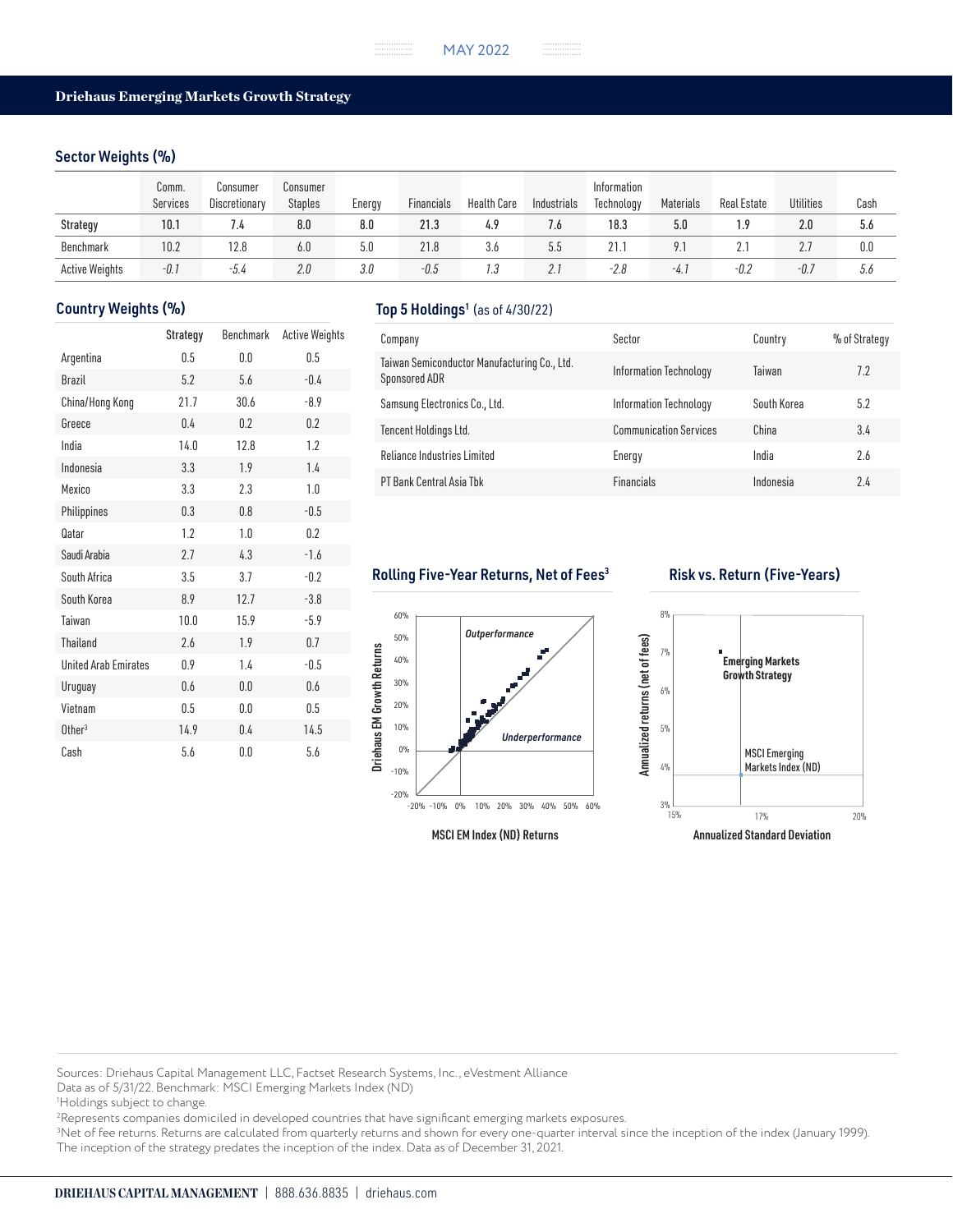## Driehaus Emerging Markets Growth Strategy

### Sector Weights (%)

| | Comm. Services | Consumer Discretionary | Consumer Staples | Energy | Financials | Health Care | Industrials | Information Technology | Materials | Real Estate | Utilities | Cash |
|---|---|---|---|---|---|---|---|---|---|---|---|---|
| Strategy | 10.1 | 7.4 | 8.0 | 8.0 | 21.3 | 4.9 | 7.6 | 18.3 | 5.0 | 1.9 | 2.0 | 5.6 |
| Benchmark | 10.2 | 12.8 | 6.0 | 5.0 | 21.8 | 3.6 | 5.5 | 21.1 | 9.1 | 2.1 | 2.7 | 0.0 |
| Active Weights | *-0.1* | *-5.4* | *2.0* | *3.0* | *-0.5* | *1.3* | *2.1* | *-2.8* | *-4.1* | *-0.2* | *-0.7* | *5.6* |

### Country Weights (%)

| | Strategy | Benchmark | Active Weights |
|---|---|---|---|
| Argentina | 0.5 | 0.0 | 0.5 |
| Brazil | 5.2 | 5.6 | -0.4 |
| China/Hong Kong | 21.7 | 30.6 | -8.9 |
| Greece | 0.4 | 0.2 | 0.2 |
| India | 14.0 | 12.8 | 1.2 |
| Indonesia | 3.3 | 1.9 | 1.4 |
| Mexico | 3.3 | 2.3 | 1.0 |
| Philippines | 0.3 | 0.8 | -0.5 |
| Qatar | 1.2 | 1.0 | 0.2 |
| Saudi Arabia | 2.7 | 4.3 | -1.6 |
| South Africa | 3.5 | 3.7 | -0.2 |
| South Korea | 8.9 | 12.7 | -3.8 |
| Taiwan | 10.0 | 15.9 | -5.9 |
| Thailand | 2.6 | 1.9 | 0.7 |
| United Arab Emirates | 0.9 | 1.4 | -0.5 |
| Uruguay | 0.6 | 0.0 | 0.6 |
| Vietnam | 0.5 | 0.0 | 0.5 |
| Other[3] | 14.9 | 0.4 | 14.5 |
| Cash | 5.6 | 0.0 | 5.6 |

### Top 5 Holdings[1] (as of 4/30/22)

| Company | Sector | Country | % of Strategy |
|---|---|---|---|
| Taiwan Semiconductor Manufacturing Co., Ltd. Sponsored ADR | Information Technology | Taiwan | 7.2 |
| Samsung Electronics Co., Ltd. | Information Technology | South Korea | 5.2 |
| Tencent Holdings Ltd. | Communication Services | China | 3.4 |
| Reliance Industries Limited | Energy | India | 2.6 |
| PT Bank Central Asia Tbk | Financials | Indonesia | 2.4 |

### Rolling Five-Year Returns, Net of Fees[3]

Driehaus EM Growth Returns (y-axis, -20% to 60%) vs. MSCI EM Index (ND) Returns (x-axis, -20% to 60%). Regions labeled: Outperformance, Underperformance.

### Risk vs. Return (Five-Years)

Annualized returns (net of fees) (y-axis, 3% to 8%) vs. Annualized Standard Deviation (x-axis, 15% to 20%). Points labeled: Emerging Markets Growth Strategy; MSCI Emerging Markets Index (ND).

Sources: Driehaus Capital Management LLC, Factset Research Systems, Inc., eVestment Alliance
Data as of 5/31/22. Benchmark: MSCI Emerging Markets Index (ND)
[1]Holdings subject to change.
[2]Represents companies domiciled in developed countries that have significant emerging markets exposures.
[3]Net of fee returns. Returns are calculated from quarterly returns and shown for every one-quarter interval since the inception of the index (January 1999). The inception of the strategy predates the inception of the index. Data as of December 31, 2021.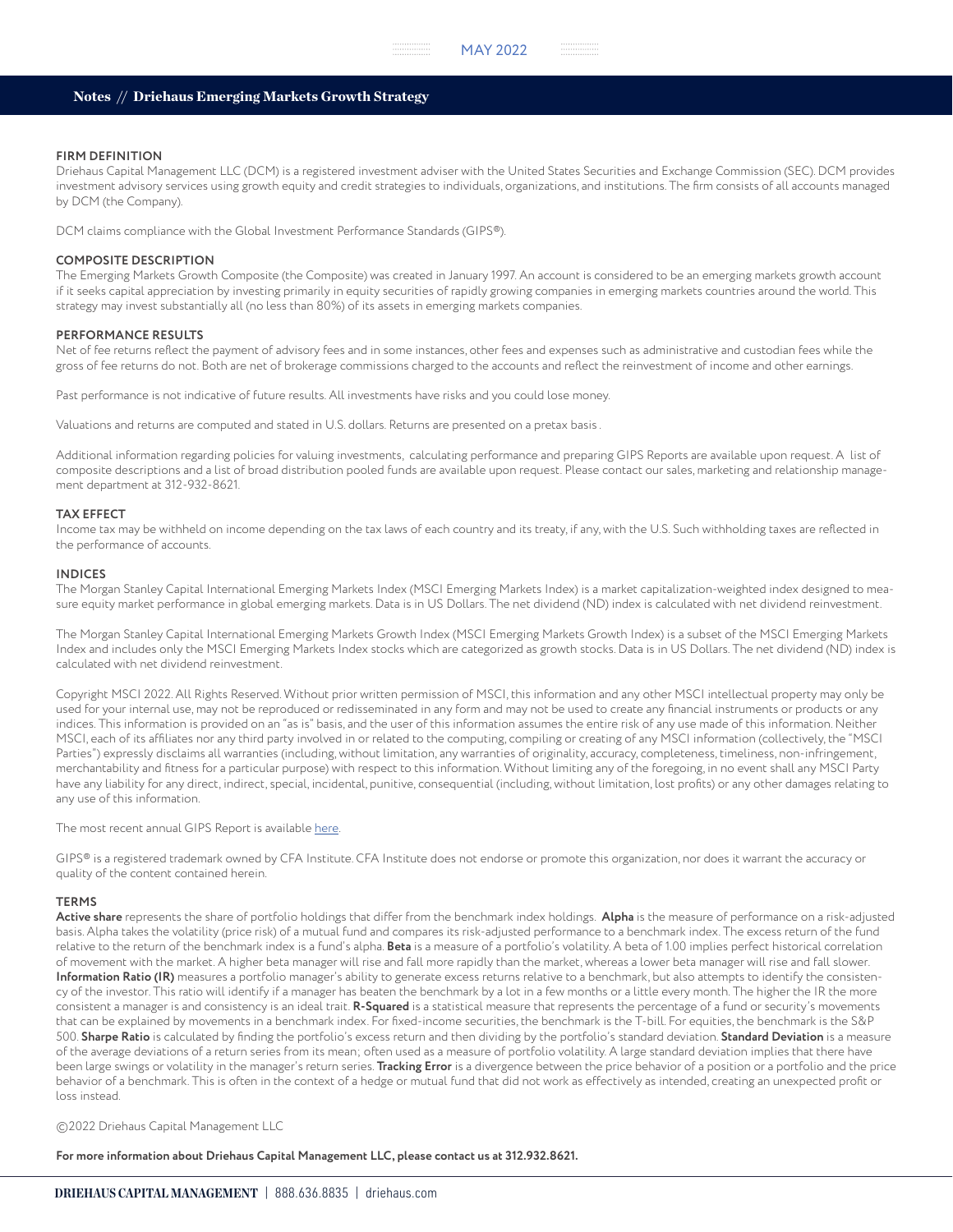## Notes // Driehaus Emerging Markets Growth Strategy

### FIRM DEFINITION

Driehaus Capital Management LLC (DCM) is a registered investment adviser with the United States Securities and Exchange Commission (SEC). DCM provides investment advisory services using growth equity and credit strategies to individuals, organizations, and institutions. The firm consists of all accounts managed by DCM (the Company).

DCM claims compliance with the Global Investment Performance Standards (GIPS®).

### COMPOSITE DESCRIPTION

The Emerging Markets Growth Composite (the Composite) was created in January 1997. An account is considered to be an emerging markets growth account if it seeks capital appreciation by investing primarily in equity securities of rapidly growing companies in emerging markets countries around the world. This strategy may invest substantially all (no less than 80%) of its assets in emerging markets companies.

### PERFORMANCE RESULTS

Net of fee returns reflect the payment of advisory fees and in some instances, other fees and expenses such as administrative and custodian fees while the gross of fee returns do not. Both are net of brokerage commissions charged to the accounts and reflect the reinvestment of income and other earnings.

Past performance is not indicative of future results. All investments have risks and you could lose money.

Valuations and returns are computed and stated in U.S. dollars. Returns are presented on a pretax basis .

Additional information regarding policies for valuing investments, calculating performance and preparing GIPS Reports are available upon request. A list of composite descriptions and a list of broad distribution pooled funds are available upon request. Please contact our sales, marketing and relationship management department at 312-932-8621.

### TAX EFFECT

Income tax may be withheld on income depending on the tax laws of each country and its treaty, if any, with the U.S. Such withholding taxes are reflected in the performance of accounts.

### INDICES

The Morgan Stanley Capital International Emerging Markets Index (MSCI Emerging Markets Index) is a market capitalization-weighted index designed to measure equity market performance in global emerging markets. Data is in US Dollars. The net dividend (ND) index is calculated with net dividend reinvestment.

The Morgan Stanley Capital International Emerging Markets Growth Index (MSCI Emerging Markets Growth Index) is a subset of the MSCI Emerging Markets Index and includes only the MSCI Emerging Markets Index stocks which are categorized as growth stocks. Data is in US Dollars. The net dividend (ND) index is calculated with net dividend reinvestment.

Copyright MSCI 2022. All Rights Reserved. Without prior written permission of MSCI, this information and any other MSCI intellectual property may only be used for your internal use, may not be reproduced or redisseminated in any form and may not be used to create any financial instruments or products or any indices. This information is provided on an "as is" basis, and the user of this information assumes the entire risk of any use made of this information. Neither MSCI, each of its affiliates nor any third party involved in or related to the computing, compiling or creating of any MSCI information (collectively, the "MSCI Parties") expressly disclaims all warranties (including, without limitation, any warranties of originality, accuracy, completeness, timeliness, non-infringement, merchantability and fitness for a particular purpose) with respect to this information. Without limiting any of the foregoing, in no event shall any MSCI Party have any liability for any direct, indirect, special, incidental, punitive, consequential (including, without limitation, lost profits) or any other damages relating to any use of this information.

The most recent annual GIPS Report is available here.

GIPS® is a registered trademark owned by CFA Institute. CFA Institute does not endorse or promote this organization, nor does it warrant the accuracy or quality of the content contained herein.

### TERMS

**Active share** represents the share of portfolio holdings that differ from the benchmark index holdings. **Alpha** is the measure of performance on a risk-adjusted basis. Alpha takes the volatility (price risk) of a mutual fund and compares its risk-adjusted performance to a benchmark index. The excess return of the fund relative to the return of the benchmark index is a fund's alpha. **Beta** is a measure of a portfolio's volatility. A beta of 1.00 implies perfect historical correlation of movement with the market. A higher beta manager will rise and fall more rapidly than the market, whereas a lower beta manager will rise and fall slower. **Information Ratio (IR)** measures a portfolio manager's ability to generate excess returns relative to a benchmark, but also attempts to identify the consistency of the investor. This ratio will identify if a manager has beaten the benchmark by a lot in a few months or a little every month. The higher the IR the more consistent a manager is and consistency is an ideal trait. **R-Squared** is a statistical measure that represents the percentage of a fund or security's movements that can be explained by movements in a benchmark index. For fixed-income securities, the benchmark is the T-bill. For equities, the benchmark is the S&P 500. **Sharpe Ratio** is calculated by finding the portfolio's excess return and then dividing by the portfolio's standard deviation. **Standard Deviation** is a measure of the average deviations of a return series from its mean; often used as a measure of portfolio volatility. A large standard deviation implies that there have been large swings or volatility in the manager's return series. **Tracking Error** is a divergence between the price behavior of a position or a portfolio and the price behavior of a benchmark. This is often in the context of a hedge or mutual fund that did not work as effectively as intended, creating an unexpected profit or loss instead.

©2022 Driehaus Capital Management LLC

**For more information about Driehaus Capital Management LLC, please contact us at 312.932.8621.**